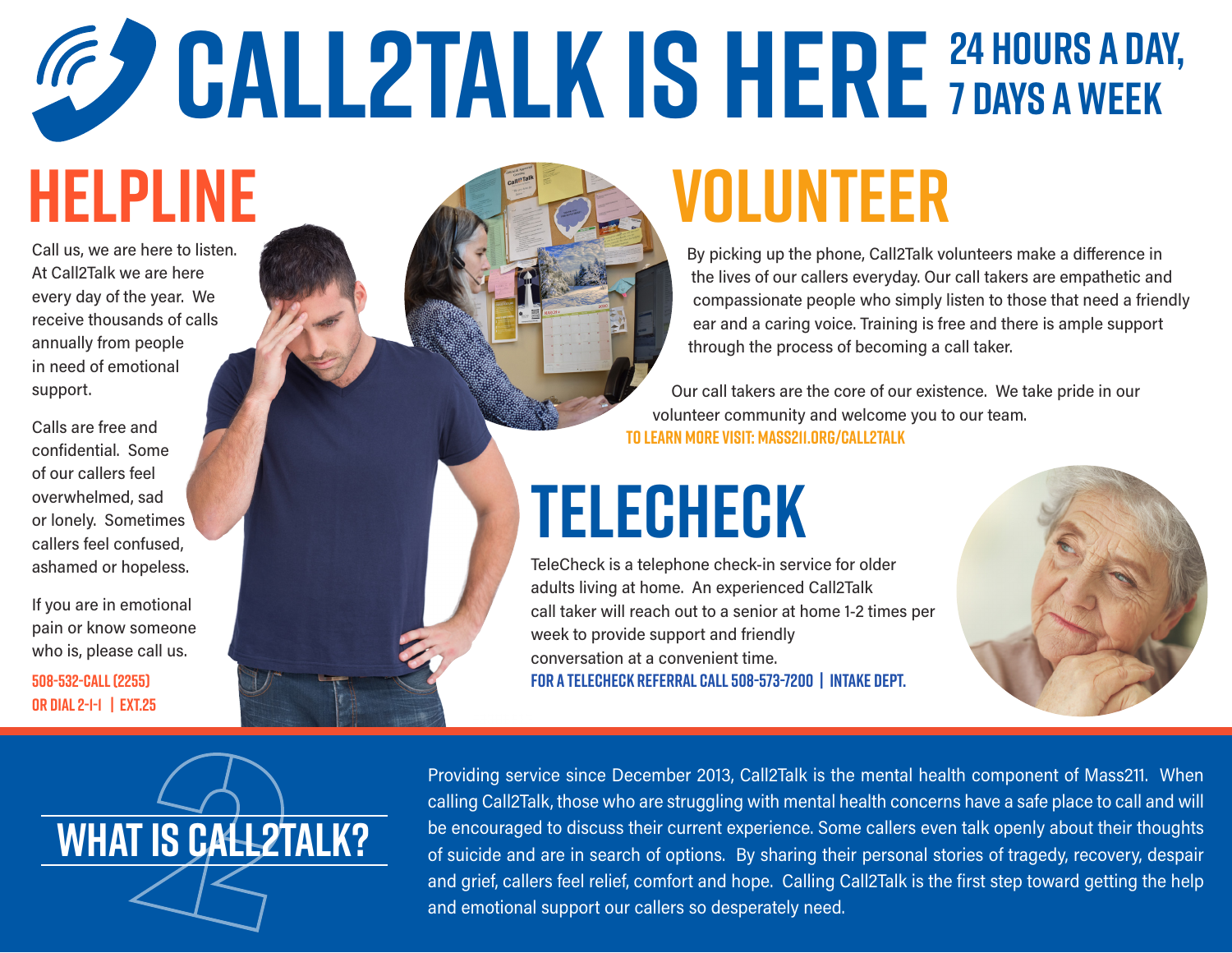# CALL2TALK IS HERE 24 HOURS A DAY, 7 DAYS A WEEK

## HELPLINE

Call us, we are here to listen. At Call2Talk we are here every day of the year. We receive thousands of calls annually from people in need of emotional support.

Calls are free and confidential. Some of our callers feel overwhelmed, sad or lonely. Sometimes callers feel confused, ashamed or hopeless.

If you are in emotional pain or know someone who is, please call us.

**508-532-CALL (2255)**
**OR DIAL 2-1-1 | EXT.25**

## VOLUNTEER

By picking up the phone, Call2Talk volunteers make a difference in the lives of our callers everyday. Our call takers are empathetic and compassionate people who simply listen to those that need a friendly ear and a caring voice. Training is free and there is ample support through the process of becoming a call taker.

Our call takers are the core of our existence. We take pride in our volunteer community and welcome you to our team.

**TO LEARN MORE VISIT: MASS211.ORG/CALL2TALK**

## TELECHECK

TeleCheck is a telephone check-in service for older adults living at home. An experienced Call2Talk call taker will reach out to a senior at home 1-2 times per week to provide support and friendly conversation at a convenient time.

**FOR A TELECHECK REFERRAL CALL 508-573-7200 | INTAKE DEPT.**

## WHAT IS CALL2TALK?

Providing service since December 2013, Call2Talk is the mental health component of Mass211. When calling Call2Talk, those who are struggling with mental health concerns have a safe place to call and will be encouraged to discuss their current experience. Some callers even talk openly about their thoughts of suicide and are in search of options. By sharing their personal stories of tragedy, recovery, despair and grief, callers feel relief, comfort and hope. Calling Call2Talk is the first step toward getting the help and emotional support our callers so desperately need.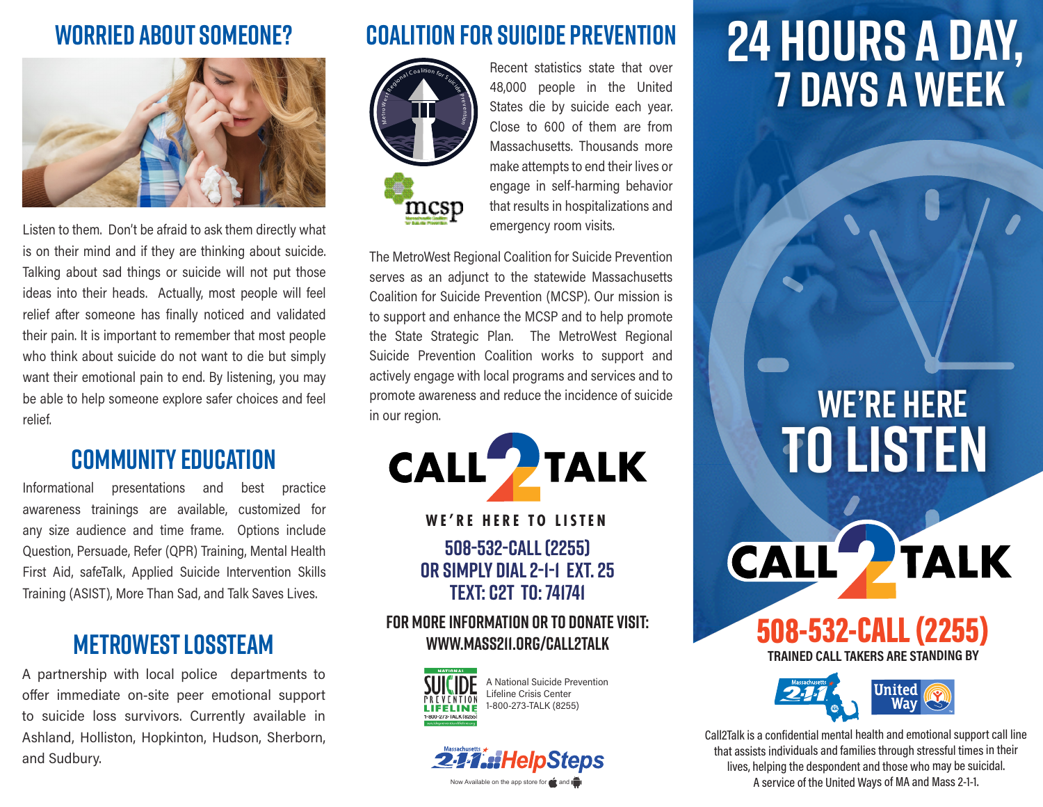## WORRIED ABOUT SOMEONE?

Listen to them. Don't be afraid to ask them directly what is on their mind and if they are thinking about suicide. Talking about sad things or suicide will not put those ideas into their heads. Actually, most people will feel relief after someone has finally noticed and validated their pain. It is important to remember that most people who think about suicide do not want to die but simply want their emotional pain to end. By listening, you may be able to help someone explore safer choices and feel relief.

## COMMUNITY EDUCATION

Informational presentations and best practice awareness trainings are available, customized for any size audience and time frame. Options include Question, Persuade, Refer (QPR) Training, Mental Health First Aid, safeTalk, Applied Suicide Intervention Skills Training (ASIST), More Than Sad, and Talk Saves Lives.

## METROWEST LOSSTEAM

A partnership with local police departments to offer immediate on-site peer emotional support to suicide loss survivors. Currently available in Ashland, Holliston, Hopkinton, Hudson, Sherborn, and Sudbury.

## COALITION FOR SUICIDE PREVENTION

Recent statistics state that over 48,000 people in the United States die by suicide each year. Close to 600 of them are from Massachusetts. Thousands more make attempts to end their lives or engage in self-harming behavior that results in hospitalizations and emergency room visits.

The MetroWest Regional Coalition for Suicide Prevention serves as an adjunct to the statewide Massachusetts Coalition for Suicide Prevention (MCSP). Our mission is to support and enhance the MCSP and to help promote the State Strategic Plan. The MetroWest Regional Suicide Prevention Coalition works to support and actively engage with local programs and services and to promote awareness and reduce the incidence of suicide in our region.

**CALL 2 TALK**

**WE'RE HERE TO LISTEN**

**508-532-CALL (2255)**
**OR SIMPLY DIAL 2-1-1 EXT. 25**
**TEXT: C2T TO: 741741**

**FOR MORE INFORMATION OR TO DONATE VISIT:**
**WWW.MASS211.ORG/CALL2TALK**

A National Suicide Prevention Lifeline Crisis Center
1-800-273-TALK (8255)

Massachusetts 2-1-1 HelpSteps
Now Available on the app store for and

# 24 HOURS A DAY, 7 DAYS A WEEK

## WE'RE HERE TO LISTEN

**CALL 2 TALK**

**508-532-CALL (2255)**

**TRAINED CALL TAKERS ARE STANDING BY**

Call2Talk is a confidential mental health and emotional support call line that assists individuals and families through stressful times in their lives, helping the despondent and those who may be suicidal. A service of the United Ways of MA and Mass 2-1-1.